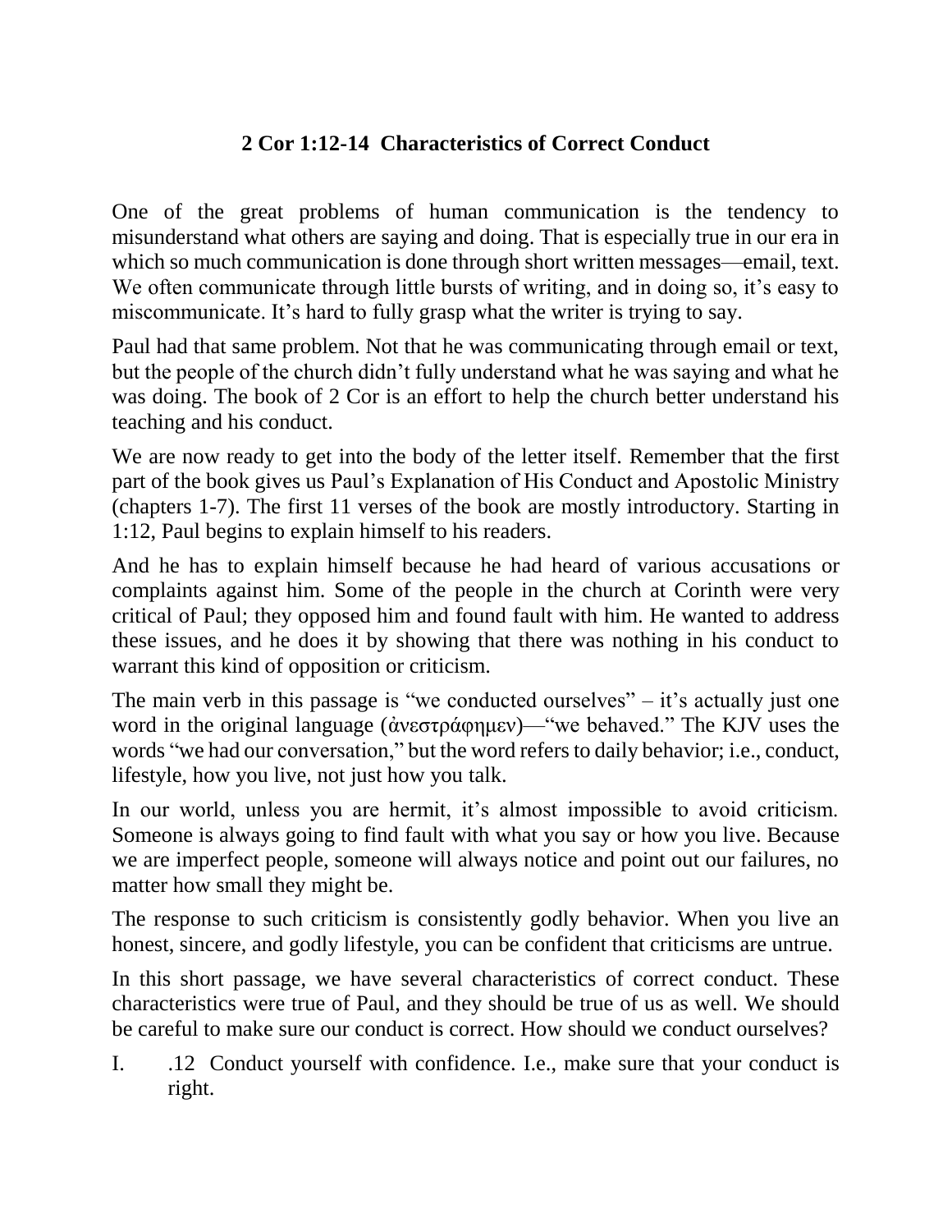## 2 Cor 1:12-14 Characteristics of Correct Conduct

One of the great problems of human communication is the tendency to misunderstand what others are saying and doing. That is especially true in our era in which so much communication is done through short written messages—email, text. We often communicate through little bursts of writing, and in doing so, it's easy to miscommunicate. It's hard to fully grasp what the writer is trying to say.

Paul had that same problem. Not that he was communicating through email or text, but the people of the church didn't fully understand what he was saying and what he was doing. The book of 2 Cor is an effort to help the church better understand his teaching and his conduct.

We are now ready to get into the body of the letter itself. Remember that the first part of the book gives us Paul's Explanation of His Conduct and Apostolic Ministry (chapters 1-7). The first 11 verses of the book are mostly introductory. Starting in 1:12, Paul begins to explain himself to his readers.

And he has to explain himself because he had heard of various accusations or complaints against him. Some of the people in the church at Corinth were very critical of Paul; they opposed him and found fault with him. He wanted to address these issues, and he does it by showing that there was nothing in his conduct to warrant this kind of opposition or criticism.

The main verb in this passage is "we conducted ourselves" – it's actually just one word in the original language (ἀνεστράφημεν)—"we behaved." The KJV uses the words "we had our conversation," but the word refers to daily behavior; i.e., conduct, lifestyle, how you live, not just how you talk.

In our world, unless you are hermit, it's almost impossible to avoid criticism. Someone is always going to find fault with what you say or how you live. Because we are imperfect people, someone will always notice and point out our failures, no matter how small they might be.

The response to such criticism is consistently godly behavior. When you live an honest, sincere, and godly lifestyle, you can be confident that criticisms are untrue.

In this short passage, we have several characteristics of correct conduct. These characteristics were true of Paul, and they should be true of us as well. We should be careful to make sure our conduct is correct. How should we conduct ourselves?

I. .12 Conduct yourself with confidence. I.e., make sure that your conduct is right.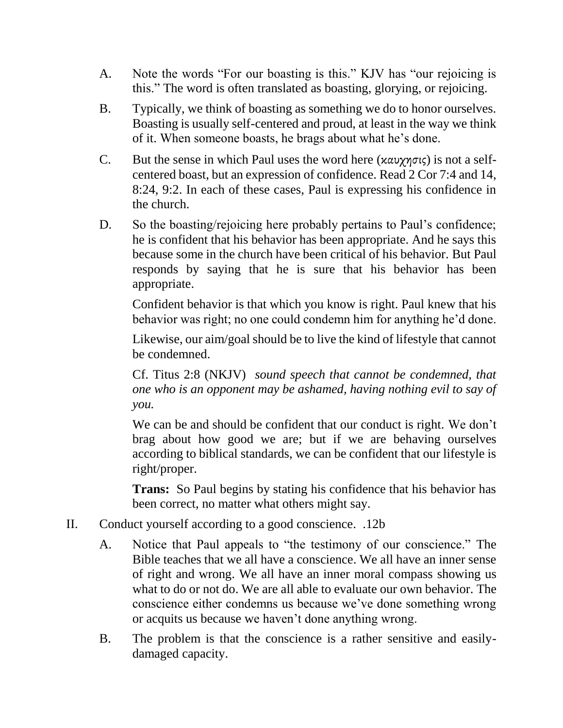A. Note the words "For our boasting is this." KJV has "our rejoicing is this." The word is often translated as boasting, glorying, or rejoicing.

B. Typically, we think of boasting as something we do to honor ourselves. Boasting is usually self-centered and proud, at least in the way we think of it. When someone boasts, he brags about what he's done.

C. But the sense in which Paul uses the word here (καυχησις) is not a self-centered boast, but an expression of confidence. Read 2 Cor 7:4 and 14, 8:24, 9:2. In each of these cases, Paul is expressing his confidence in the church.

D. So the boasting/rejoicing here probably pertains to Paul's confidence; he is confident that his behavior has been appropriate. And he says this because some in the church have been critical of his behavior. But Paul responds by saying that he is sure that his behavior has been appropriate.

   Confident behavior is that which you know is right. Paul knew that his behavior was right; no one could condemn him for anything he'd done.

   Likewise, our aim/goal should be to live the kind of lifestyle that cannot be condemned.

   Cf. Titus 2:8 (NKJV) *sound speech that cannot be condemned, that one who is an opponent may be ashamed, having nothing evil to say of you.*

   We can be and should be confident that our conduct is right. We don't brag about how good we are; but if we are behaving ourselves according to biblical standards, we can be confident that our lifestyle is right/proper.

   **Trans:** So Paul begins by stating his confidence that his behavior has been correct, no matter what others might say.

II. Conduct yourself according to a good conscience. .12b

A. Notice that Paul appeals to "the testimony of our conscience." The Bible teaches that we all have a conscience. We all have an inner sense of right and wrong. We all have an inner moral compass showing us what to do or not do. We are all able to evaluate our own behavior. The conscience either condemns us because we've done something wrong or acquits us because we haven't done anything wrong.

B. The problem is that the conscience is a rather sensitive and easily-damaged capacity.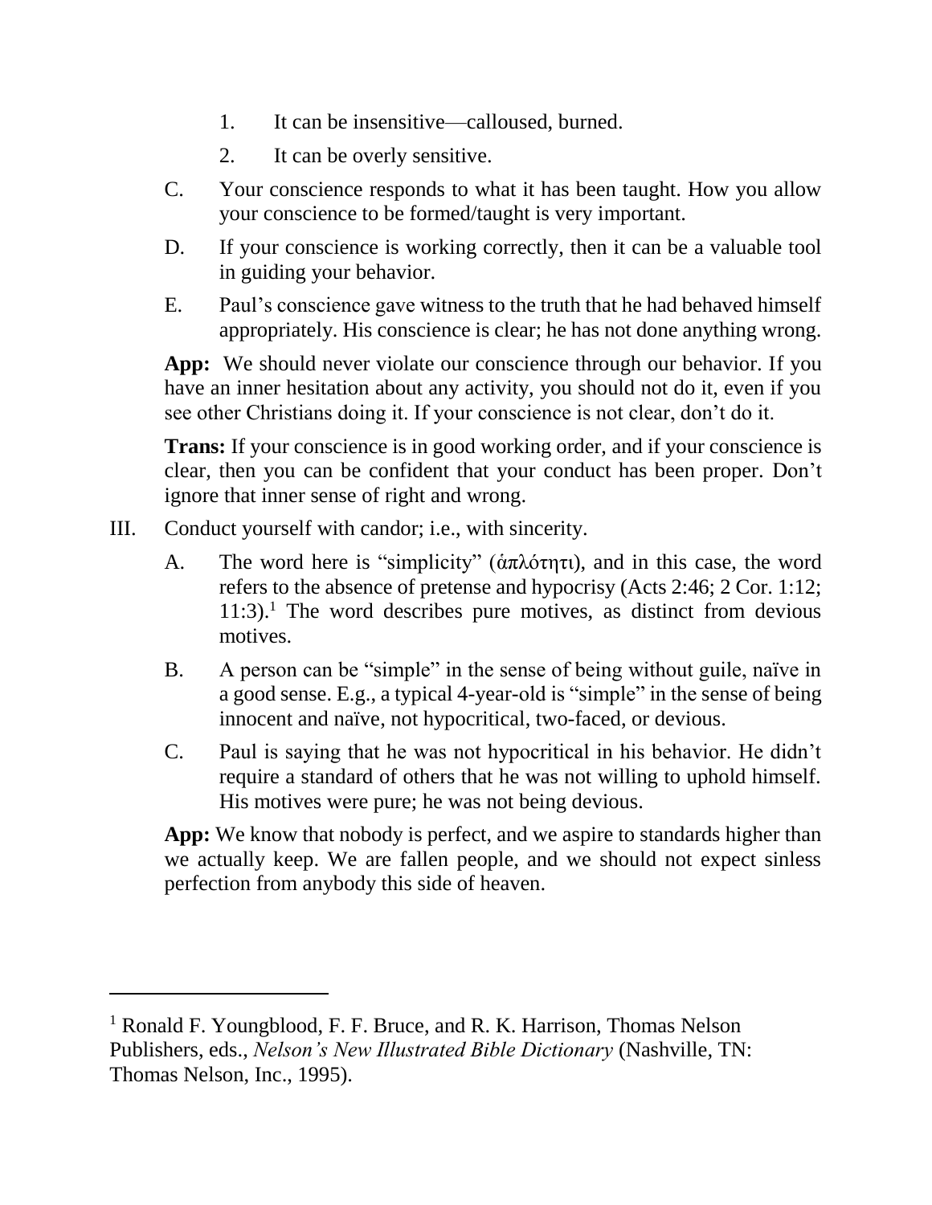1. It can be insensitive—calloused, burned.
2. It can be overly sensitive.

C. Your conscience responds to what it has been taught. How you allow your conscience to be formed/taught is very important.

D. If your conscience is working correctly, then it can be a valuable tool in guiding your behavior.

E. Paul's conscience gave witness to the truth that he had behaved himself appropriately. His conscience is clear; he has not done anything wrong.

**App:** We should never violate our conscience through our behavior. If you have an inner hesitation about any activity, you should not do it, even if you see other Christians doing it. If your conscience is not clear, don't do it.

**Trans:** If your conscience is in good working order, and if your conscience is clear, then you can be confident that your conduct has been proper. Don't ignore that inner sense of right and wrong.

III. Conduct yourself with candor; i.e., with sincerity.

A. The word here is "simplicity" (ἁπλότητι), and in this case, the word refers to the absence of pretense and hypocrisy (Acts 2:46; 2 Cor. 1:12; 11:3).[1] The word describes pure motives, as distinct from devious motives.

B. A person can be "simple" in the sense of being without guile, naïve in a good sense. E.g., a typical 4-year-old is "simple" in the sense of being innocent and naïve, not hypocritical, two-faced, or devious.

C. Paul is saying that he was not hypocritical in his behavior. He didn't require a standard of others that he was not willing to uphold himself. His motives were pure; he was not being devious.

**App:** We know that nobody is perfect, and we aspire to standards higher than we actually keep. We are fallen people, and we should not expect sinless perfection from anybody this side of heaven.

---

[1] Ronald F. Youngblood, F. F. Bruce, and R. K. Harrison, Thomas Nelson Publishers, eds., *Nelson's New Illustrated Bible Dictionary* (Nashville, TN: Thomas Nelson, Inc., 1995).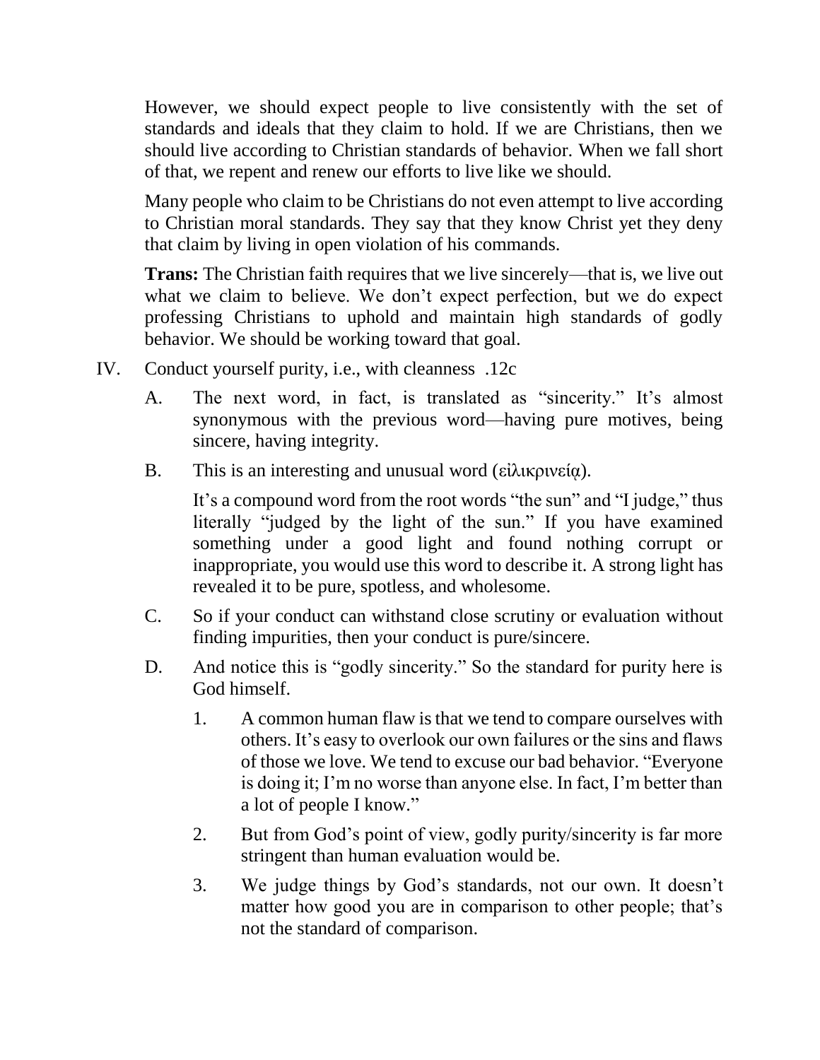However, we should expect people to live consistently with the set of standards and ideals that they claim to hold. If we are Christians, then we should live according to Christian standards of behavior. When we fall short of that, we repent and renew our efforts to live like we should.

Many people who claim to be Christians do not even attempt to live according to Christian moral standards. They say that they know Christ yet they deny that claim by living in open violation of his commands.

**Trans:** The Christian faith requires that we live sincerely—that is, we live out what we claim to believe. We don't expect perfection, but we do expect professing Christians to uphold and maintain high standards of godly behavior. We should be working toward that goal.

IV. Conduct yourself purity, i.e., with cleanness .12c

A. The next word, in fact, is translated as "sincerity." It's almost synonymous with the previous word—having pure motives, being sincere, having integrity.

B. This is an interesting and unusual word (εἰλικρινείᾳ).

It's a compound word from the root words "the sun" and "I judge," thus literally "judged by the light of the sun." If you have examined something under a good light and found nothing corrupt or inappropriate, you would use this word to describe it. A strong light has revealed it to be pure, spotless, and wholesome.

C. So if your conduct can withstand close scrutiny or evaluation without finding impurities, then your conduct is pure/sincere.

D. And notice this is "godly sincerity." So the standard for purity here is God himself.

1. A common human flaw is that we tend to compare ourselves with others. It's easy to overlook our own failures or the sins and flaws of those we love. We tend to excuse our bad behavior. "Everyone is doing it; I'm no worse than anyone else. In fact, I'm better than a lot of people I know."

2. But from God's point of view, godly purity/sincerity is far more stringent than human evaluation would be.

3. We judge things by God's standards, not our own. It doesn't matter how good you are in comparison to other people; that's not the standard of comparison.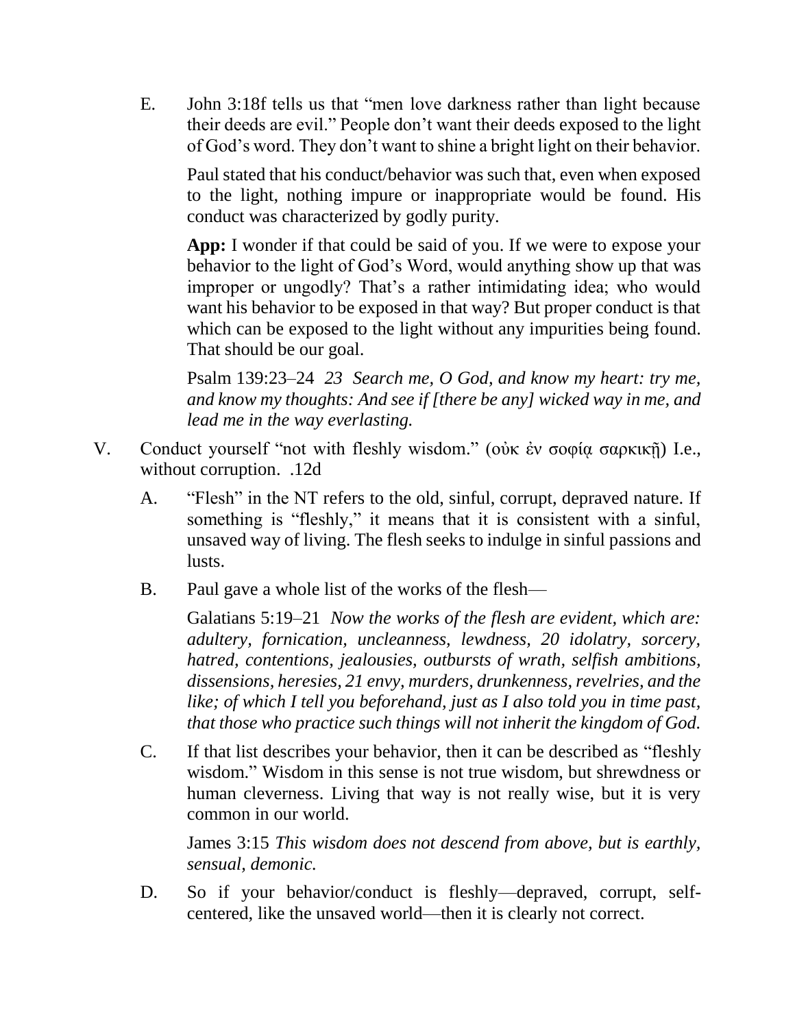E. John 3:18f tells us that "men love darkness rather than light because their deeds are evil." People don't want their deeds exposed to the light of God's word. They don't want to shine a bright light on their behavior.

   Paul stated that his conduct/behavior was such that, even when exposed to the light, nothing impure or inappropriate would be found. His conduct was characterized by godly purity.

   **App:** I wonder if that could be said of you. If we were to expose your behavior to the light of God's Word, would anything show up that was improper or ungodly? That's a rather intimidating idea; who would want his behavior to be exposed in that way? But proper conduct is that which can be exposed to the light without any impurities being found. That should be our goal.

   Psalm 139:23–24 *23 Search me, O God, and know my heart: try me, and know my thoughts: And see if [there be any] wicked way in me, and lead me in the way everlasting.*

V. Conduct yourself "not with fleshly wisdom." (οὐκ ἐν σοφίᾳ σαρκικῇ) I.e., without corruption. .12d

   A. "Flesh" in the NT refers to the old, sinful, corrupt, depraved nature. If something is "fleshly," it means that it is consistent with a sinful, unsaved way of living. The flesh seeks to indulge in sinful passions and lusts.

   B. Paul gave a whole list of the works of the flesh—

      Galatians 5:19–21 *Now the works of the flesh are evident, which are: adultery, fornication, uncleanness, lewdness, 20 idolatry, sorcery, hatred, contentions, jealousies, outbursts of wrath, selfish ambitions, dissensions, heresies, 21 envy, murders, drunkenness, revelries, and the like; of which I tell you beforehand, just as I also told you in time past, that those who practice such things will not inherit the kingdom of God.*

   C. If that list describes your behavior, then it can be described as "fleshly wisdom." Wisdom in this sense is not true wisdom, but shrewdness or human cleverness. Living that way is not really wise, but it is very common in our world.

      James 3:15 *This wisdom does not descend from above, but is earthly, sensual, demonic.*

   D. So if your behavior/conduct is fleshly—depraved, corrupt, self-centered, like the unsaved world—then it is clearly not correct.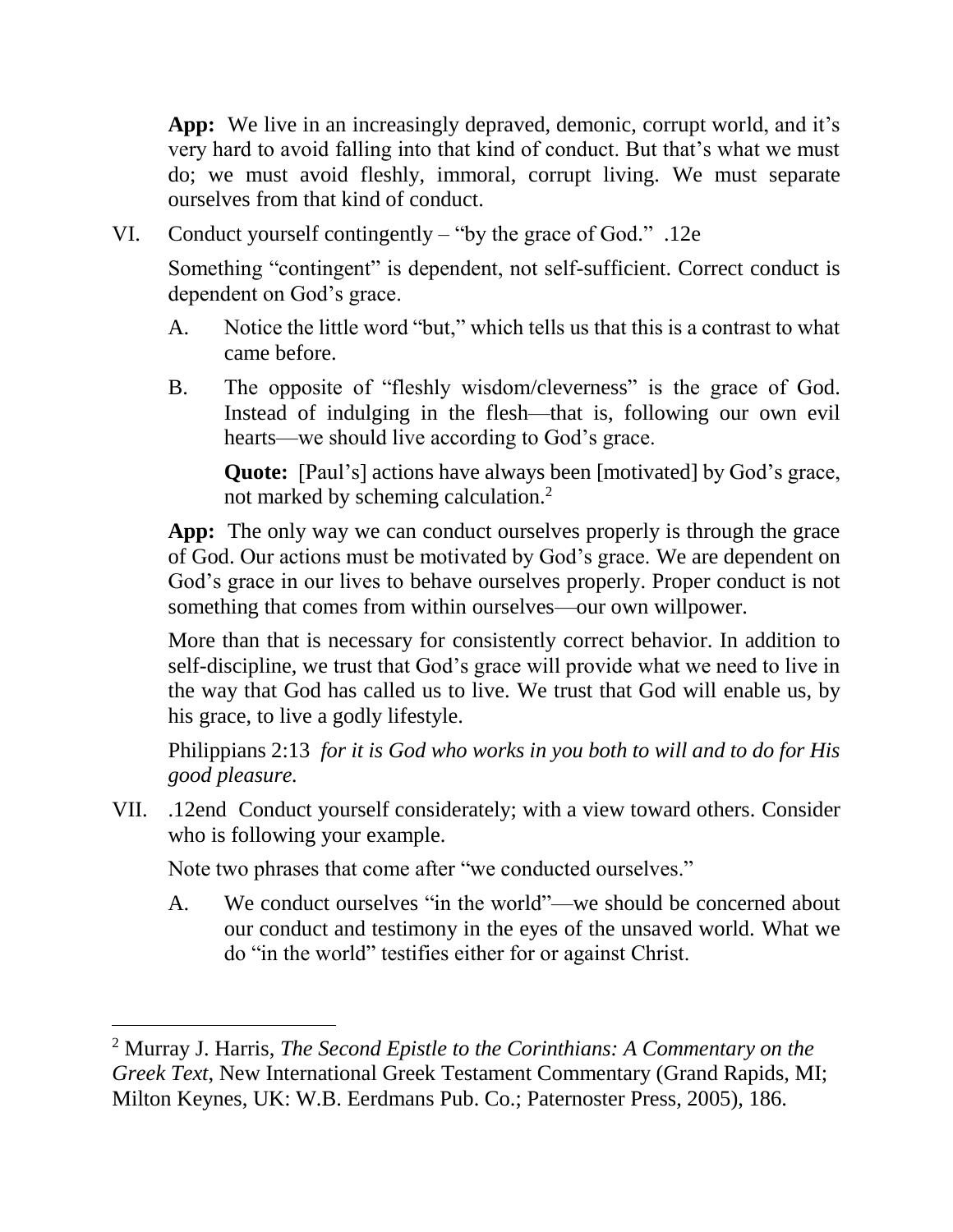**App:** We live in an increasingly depraved, demonic, corrupt world, and it's very hard to avoid falling into that kind of conduct. But that's what we must do; we must avoid fleshly, immoral, corrupt living. We must separate ourselves from that kind of conduct.

VI. Conduct yourself contingently – "by the grace of God." .12e

Something "contingent" is dependent, not self-sufficient. Correct conduct is dependent on God's grace.

A. Notice the little word "but," which tells us that this is a contrast to what came before.

B. The opposite of "fleshly wisdom/cleverness" is the grace of God. Instead of indulging in the flesh—that is, following our own evil hearts—we should live according to God's grace.

> **Quote:** [Paul's] actions have always been [motivated] by God's grace, not marked by scheming calculation.[2]

**App:** The only way we can conduct ourselves properly is through the grace of God. Our actions must be motivated by God's grace. We are dependent on God's grace in our lives to behave ourselves properly. Proper conduct is not something that comes from within ourselves—our own willpower.

More than that is necessary for consistently correct behavior. In addition to self-discipline, we trust that God's grace will provide what we need to live in the way that God has called us to live. We trust that God will enable us, by his grace, to live a godly lifestyle.

Philippians 2:13 *for it is God who works in you both to will and to do for His good pleasure.*

VII. .12end Conduct yourself considerately; with a view toward others. Consider who is following your example.

Note two phrases that come after "we conducted ourselves."

A. We conduct ourselves "in the world"—we should be concerned about our conduct and testimony in the eyes of the unsaved world. What we do "in the world" testifies either for or against Christ.

---

[2] Murray J. Harris, *The Second Epistle to the Corinthians: A Commentary on the Greek Text*, New International Greek Testament Commentary (Grand Rapids, MI; Milton Keynes, UK: W.B. Eerdmans Pub. Co.; Paternoster Press, 2005), 186.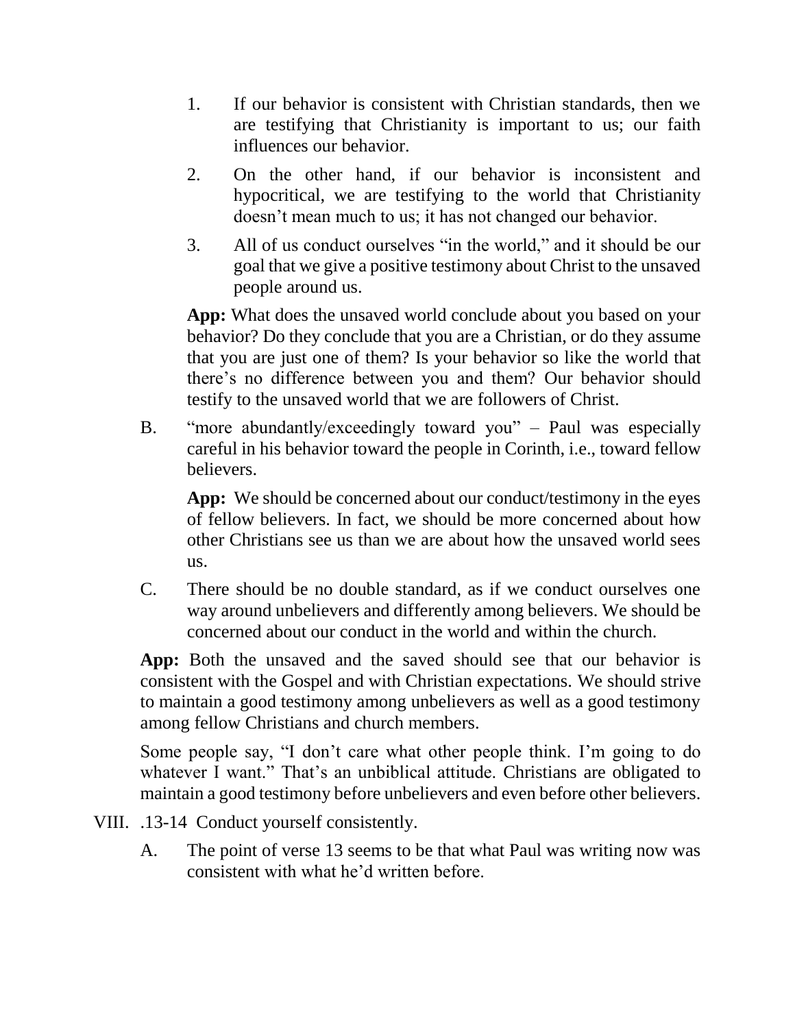1. If our behavior is consistent with Christian standards, then we are testifying that Christianity is important to us; our faith influences our behavior.

2. On the other hand, if our behavior is inconsistent and hypocritical, we are testifying to the world that Christianity doesn't mean much to us; it has not changed our behavior.

3. All of us conduct ourselves "in the world," and it should be our goal that we give a positive testimony about Christ to the unsaved people around us.

   **App:** What does the unsaved world conclude about you based on your behavior? Do they conclude that you are a Christian, or do they assume that you are just one of them? Is your behavior so like the world that there's no difference between you and them? Our behavior should testify to the unsaved world that we are followers of Christ.

B. "more abundantly/exceedingly toward you" – Paul was especially careful in his behavior toward the people in Corinth, i.e., toward fellow believers.

   **App:** We should be concerned about our conduct/testimony in the eyes of fellow believers. In fact, we should be more concerned about how other Christians see us than we are about how the unsaved world sees us.

C. There should be no double standard, as if we conduct ourselves one way around unbelievers and differently among believers. We should be concerned about our conduct in the world and within the church.

**App:** Both the unsaved and the saved should see that our behavior is consistent with the Gospel and with Christian expectations. We should strive to maintain a good testimony among unbelievers as well as a good testimony among fellow Christians and church members.

Some people say, "I don't care what other people think. I'm going to do whatever I want." That's an unbiblical attitude. Christians are obligated to maintain a good testimony before unbelievers and even before other believers.

VIII. .13-14 Conduct yourself consistently.

A. The point of verse 13 seems to be that what Paul was writing now was consistent with what he'd written before.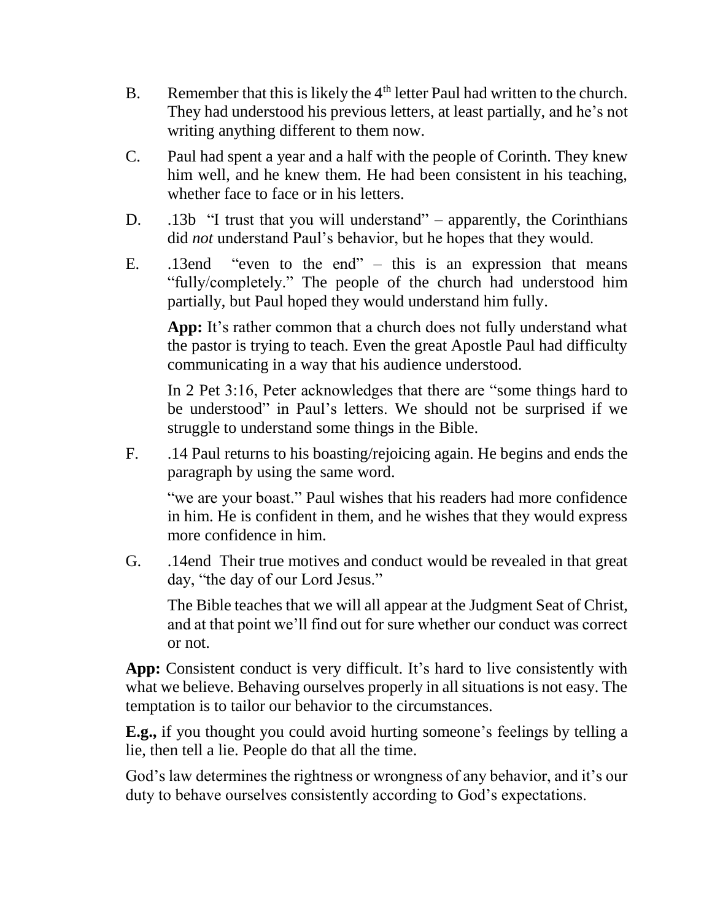B. Remember that this is likely the 4th letter Paul had written to the church. They had understood his previous letters, at least partially, and he's not writing anything different to them now.

C. Paul had spent a year and a half with the people of Corinth. They knew him well, and he knew them. He had been consistent in his teaching, whether face to face or in his letters.

D. .13b "I trust that you will understand" – apparently, the Corinthians did *not* understand Paul's behavior, but he hopes that they would.

E. .13end "even to the end" – this is an expression that means "fully/completely." The people of the church had understood him partially, but Paul hoped they would understand him fully.

   **App:** It's rather common that a church does not fully understand what the pastor is trying to teach. Even the great Apostle Paul had difficulty communicating in a way that his audience understood.

   In 2 Pet 3:16, Peter acknowledges that there are "some things hard to be understood" in Paul's letters. We should not be surprised if we struggle to understand some things in the Bible.

F. .14 Paul returns to his boasting/rejoicing again. He begins and ends the paragraph by using the same word.

   "we are your boast." Paul wishes that his readers had more confidence in him. He is confident in them, and he wishes that they would express more confidence in him.

G. .14end Their true motives and conduct would be revealed in that great day, "the day of our Lord Jesus."

   The Bible teaches that we will all appear at the Judgment Seat of Christ, and at that point we'll find out for sure whether our conduct was correct or not.

**App:** Consistent conduct is very difficult. It's hard to live consistently with what we believe. Behaving ourselves properly in all situations is not easy. The temptation is to tailor our behavior to the circumstances.

**E.g.,** if you thought you could avoid hurting someone's feelings by telling a lie, then tell a lie. People do that all the time.

God's law determines the rightness or wrongness of any behavior, and it's our duty to behave ourselves consistently according to God's expectations.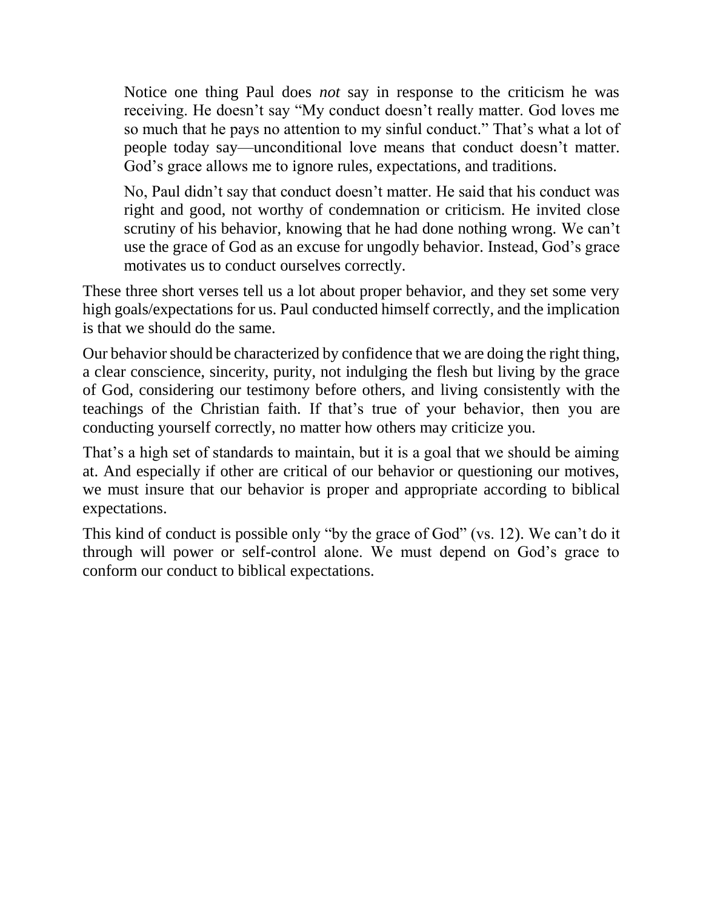> Notice one thing Paul does *not* say in response to the criticism he was receiving. He doesn't say "My conduct doesn't really matter. God loves me so much that he pays no attention to my sinful conduct." That's what a lot of people today say—unconditional love means that conduct doesn't matter. God's grace allows me to ignore rules, expectations, and traditions.
>
> No, Paul didn't say that conduct doesn't matter. He said that his conduct was right and good, not worthy of condemnation or criticism. He invited close scrutiny of his behavior, knowing that he had done nothing wrong. We can't use the grace of God as an excuse for ungodly behavior. Instead, God's grace motivates us to conduct ourselves correctly.

These three short verses tell us a lot about proper behavior, and they set some very high goals/expectations for us. Paul conducted himself correctly, and the implication is that we should do the same.

Our behavior should be characterized by confidence that we are doing the right thing, a clear conscience, sincerity, purity, not indulging the flesh but living by the grace of God, considering our testimony before others, and living consistently with the teachings of the Christian faith. If that's true of your behavior, then you are conducting yourself correctly, no matter how others may criticize you.

That's a high set of standards to maintain, but it is a goal that we should be aiming at. And especially if other are critical of our behavior or questioning our motives, we must insure that our behavior is proper and appropriate according to biblical expectations.

This kind of conduct is possible only "by the grace of God" (vs. 12). We can't do it through will power or self-control alone. We must depend on God's grace to conform our conduct to biblical expectations.